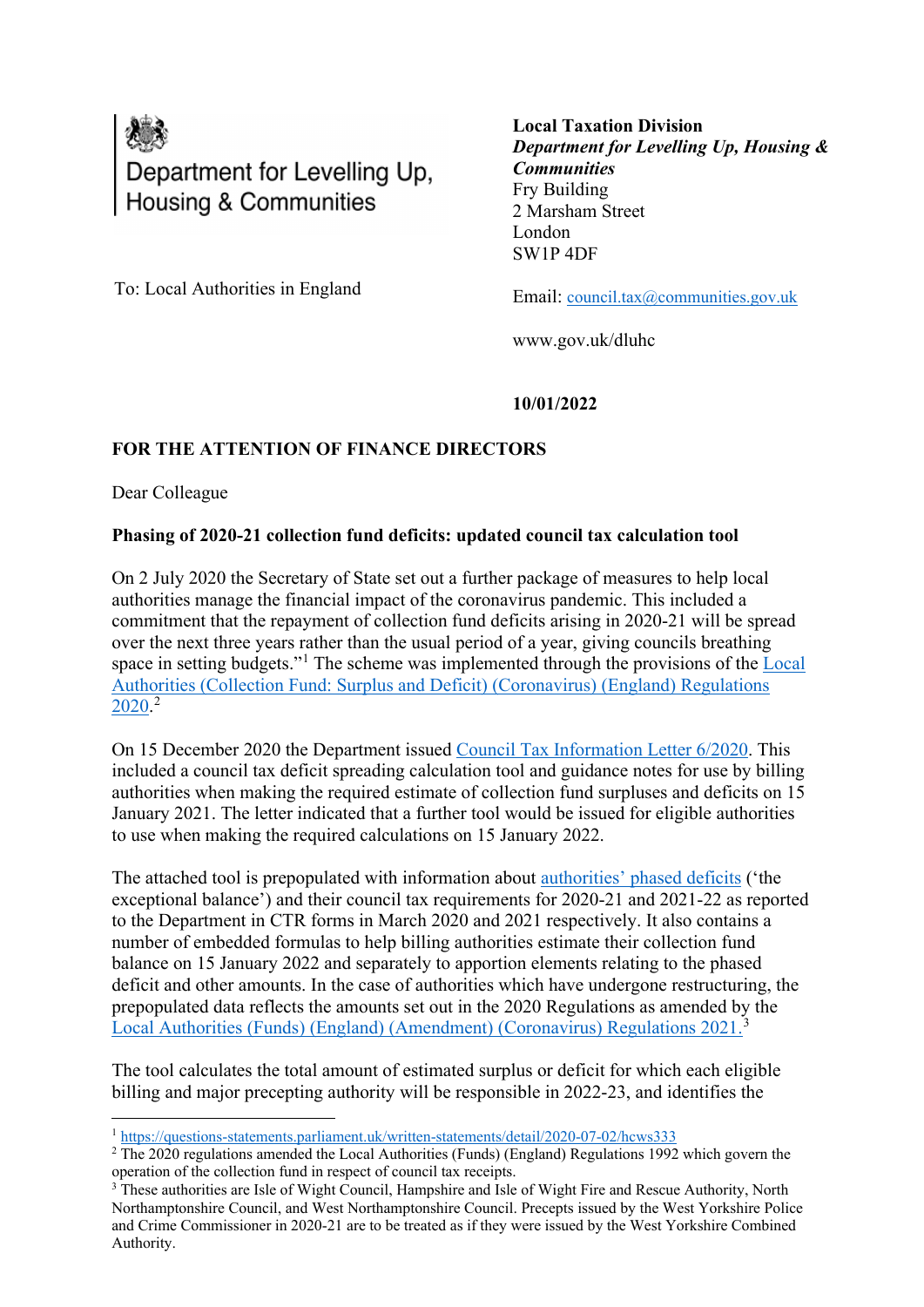Department for Levelling Up, Housing & Communities

**Local Taxation Division**
***Department for Levelling Up, Housing & Communities***
Fry Building
2 Marsham Street
London
SW1P 4DF

To: Local Authorities in England

Email: [council.tax@communities.gov.uk](mailto:council.tax@communities.gov.uk)

www.gov.uk/dluhc

**10/01/2022**

**FOR THE ATTENTION OF FINANCE DIRECTORS**

Dear Colleague

**Phasing of 2020-21 collection fund deficits: updated council tax calculation tool**

On 2 July 2020 the Secretary of State set out a further package of measures to help local authorities manage the financial impact of the coronavirus pandemic. This included a commitment that the repayment of collection fund deficits arising in 2020-21 will be spread over the next three years rather than the usual period of a year, giving councils breathing space in setting budgets."[1] The scheme was implemented through the provisions of the [Local Authorities (Collection Fund: Surplus and Deficit) (Coronavirus) (England) Regulations 2020](#).[2]

On 15 December 2020 the Department issued [Council Tax Information Letter 6/2020](#). This included a council tax deficit spreading calculation tool and guidance notes for use by billing authorities when making the required estimate of collection fund surpluses and deficits on 15 January 2021. The letter indicated that a further tool would be issued for eligible authorities to use when making the required calculations on 15 January 2022.

The attached tool is prepopulated with information about [authorities' phased deficits](#) ('the exceptional balance') and their council tax requirements for 2020-21 and 2021-22 as reported to the Department in CTR forms in March 2020 and 2021 respectively. It also contains a number of embedded formulas to help billing authorities estimate their collection fund balance on 15 January 2022 and separately to apportion elements relating to the phased deficit and other amounts. In the case of authorities which have undergone restructuring, the prepopulated data reflects the amounts set out in the 2020 Regulations as amended by the [Local Authorities (Funds) (England) (Amendment) (Coronavirus) Regulations 2021](#).[3]

The tool calculates the total amount of estimated surplus or deficit for which each eligible billing and major precepting authority will be responsible in 2022-23, and identifies the

---

[1] https://questions-statements.parliament.uk/written-statements/detail/2020-07-02/hcws333

[2] The 2020 regulations amended the Local Authorities (Funds) (England) Regulations 1992 which govern the operation of the collection fund in respect of council tax receipts.

[3] These authorities are Isle of Wight Council, Hampshire and Isle of Wight Fire and Rescue Authority, North Northamptonshire Council, and West Northamptonshire Council. Precepts issued by the West Yorkshire Police and Crime Commissioner in 2020-21 are to be treated as if they were issued by the West Yorkshire Combined Authority.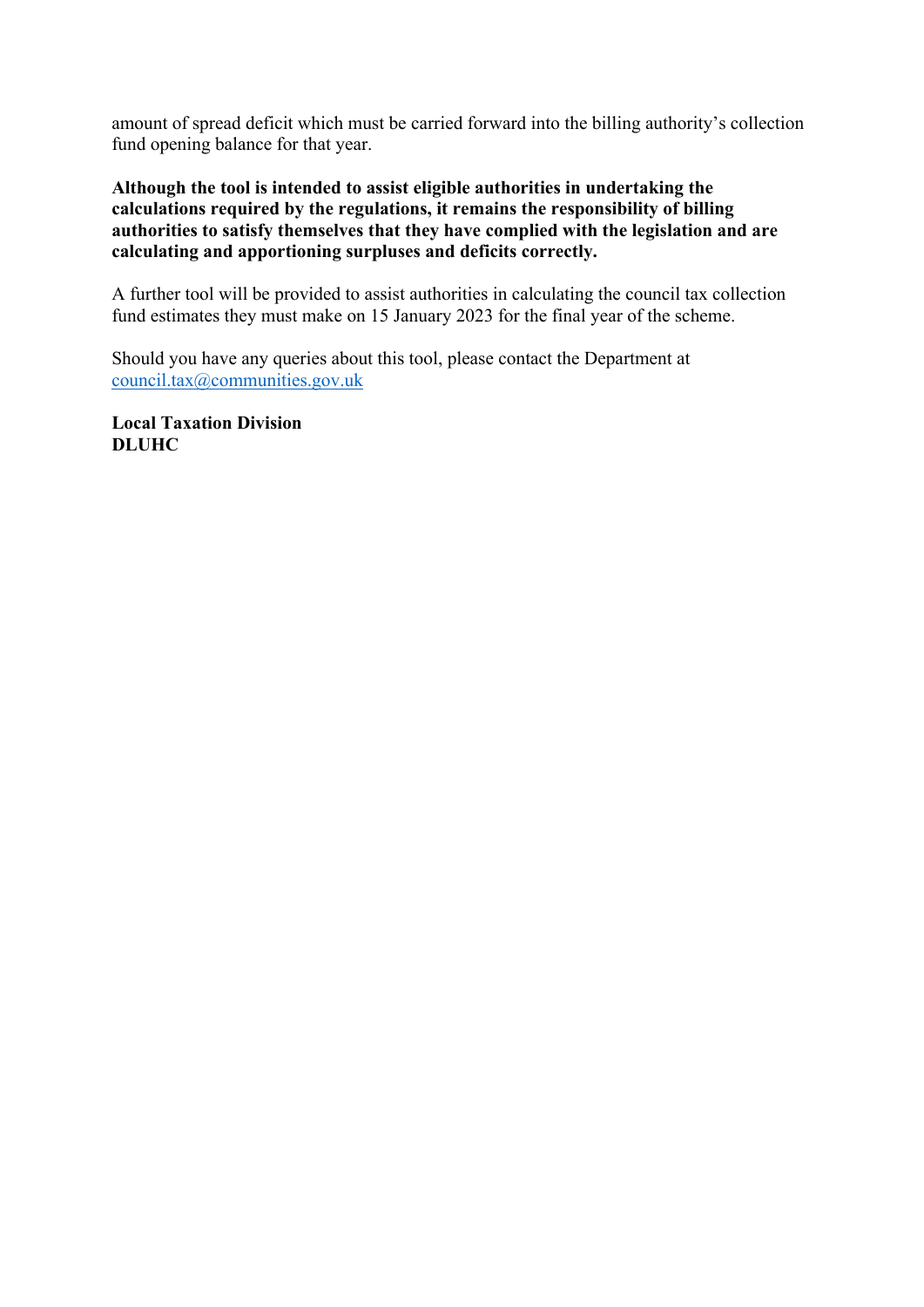amount of spread deficit which must be carried forward into the billing authority's collection fund opening balance for that year.

**Although the tool is intended to assist eligible authorities in undertaking the calculations required by the regulations, it remains the responsibility of billing authorities to satisfy themselves that they have complied with the legislation and are calculating and apportioning surpluses and deficits correctly.**

A further tool will be provided to assist authorities in calculating the council tax collection fund estimates they must make on 15 January 2023 for the final year of the scheme.

Should you have any queries about this tool, please contact the Department at council.tax@communities.gov.uk

**Local Taxation Division**
**DLUHC**